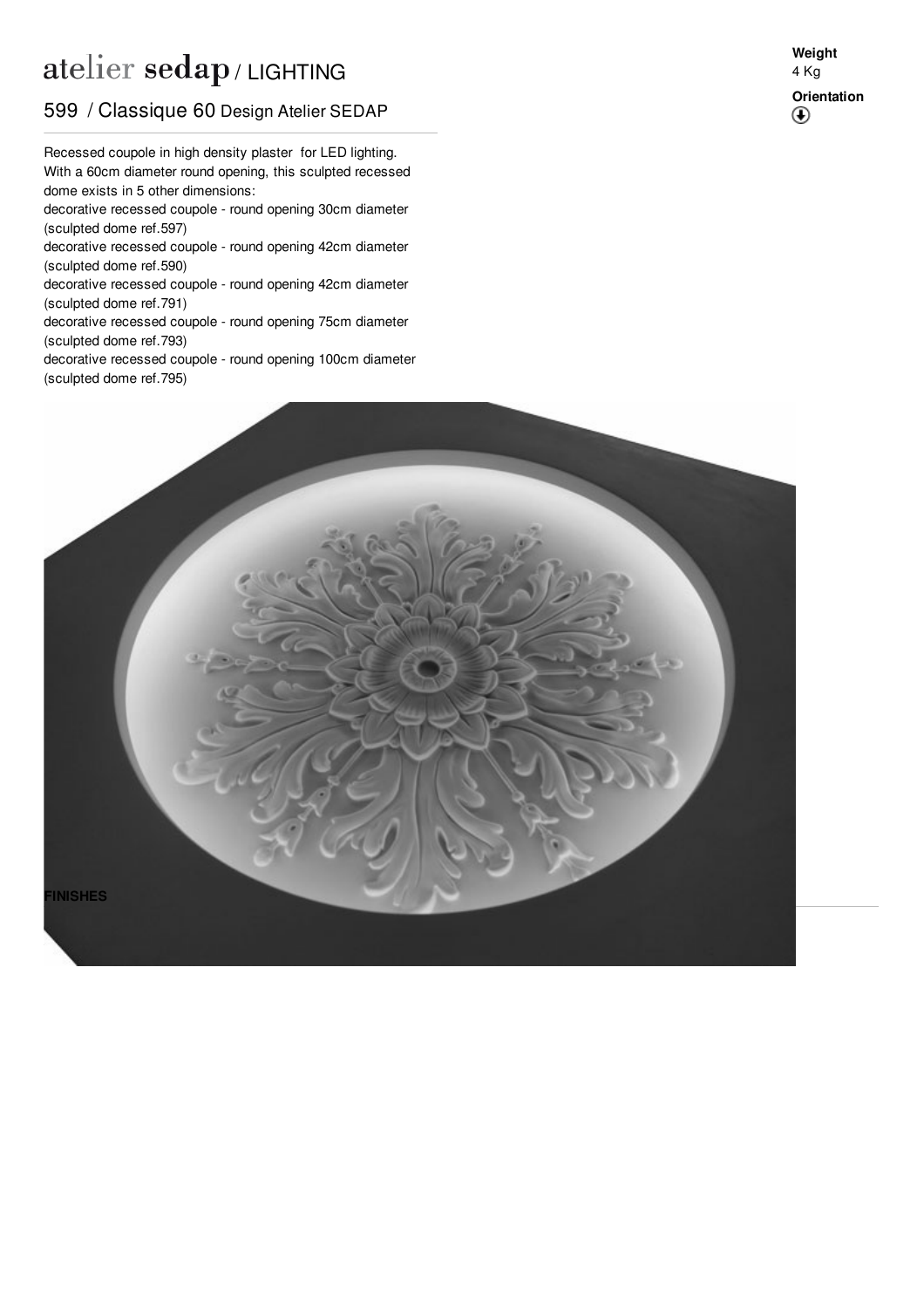# atelier sedap / LIGHTING

## 599 / Classique 60 Design Atelier SEDAP

**Weight**
4 Kg

**Orientation**

Recessed coupole in high density plaster for LED lighting.
With a 60cm diameter round opening, this sculpted recessed dome exists in 5 other dimensions:
decorative recessed coupole - round opening 30cm diameter (sculpted dome ref.597)
decorative recessed coupole - round opening 42cm diameter (sculpted dome ref.590)
decorative recessed coupole - round opening 42cm diameter (sculpted dome ref.791)
decorative recessed coupole - round opening 75cm diameter (sculpted dome ref.793)
decorative recessed coupole - round opening 100cm diameter (sculpted dome ref.795)

**FINISHES**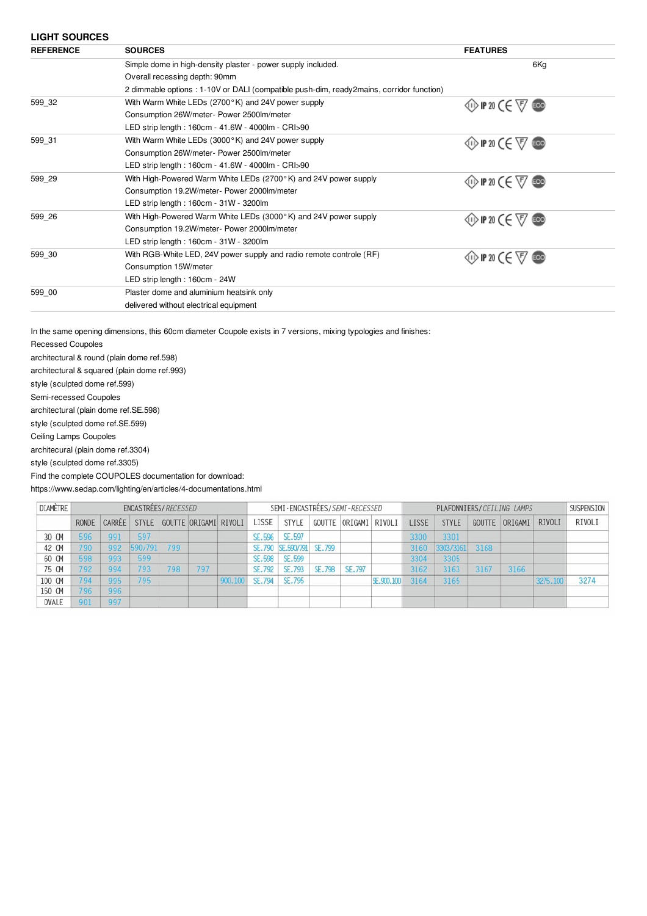## LIGHT SOURCES

| REFERENCE | SOURCES | FEATURES |
|---|---|---|
| | Simple dome in high-density plaster - power supply included.<br>Overall recessing depth: 90mm<br>2 dimmable options : 1-10V or DALI (compatible push-dim, ready2mains, corridor function) | 6Kg |
| 599_32 | With Warm White LEDs (2700° K) and 24V power supply<br>Consumption 26W/meter- Power 2500lm/meter<br>LED strip length : 160cm - 41.6W - 4000lm - CRI>90 | IP 20 CE |
| 599_31 | With Warm White LEDs (3000° K) and 24V power supply<br>Consumption 26W/meter- Power 2500lm/meter<br>LED strip length : 160cm - 41.6W - 4000lm - CRI>90 | IP 20 CE |
| 599_29 | With High-Powered Warm White LEDs (2700° K) and 24V power supply<br>Consumption 19.2W/meter- Power 2000lm/meter<br>LED strip length : 160cm - 31W - 3200lm | IP 20 CE |
| 599_26 | With High-Powered Warm White LEDs (3000° K) and 24V power supply<br>Consumption 19.2W/meter- Power 2000lm/meter<br>LED strip length : 160cm - 31W - 3200lm | IP 20 CE |
| 599_30 | With RGB-White LED, 24V power supply and radio remote controle (RF)<br>Consumption 15W/meter<br>LED strip length : 160cm - 24W | IP 20 CE |
| 599_00 | Plaster dome and aluminium heatsink only<br>delivered without electrical equipment | |

In the same opening dimensions, this 60cm diameter Coupole exists in 7 versions, mixing typologies and finishes:

Recessed Coupoles

architectural & round (plain dome ref.598)

architectural & squared (plain dome ref.993)

style (sculpted dome ref.599)

Semi-recessed Coupoles

architectural (plain dome ref.SE.598)

style (sculpted dome ref.SE.599)

Ceiling Lamps Coupoles

architecural (plain dome ref.3304)

style (sculpted dome ref.3305)

Find the complete COUPOLES documentation for download:

https://www.sedap.com/lighting/en/articles/4-documentations.html

| DIAMÈTRE | ENCASTRÉES/RECESSED | | | | | | SEMI-ENCASTRÉES/SEMI-RECESSED | | | | | PLAFONNIERS/CEILING LAMPS | | | | | SUSPENSION |
|---|---|---|---|---|---|---|---|---|---|---|---|---|---|---|---|---|---|
| | RONDE | CARRÉE | STYLE | GOUTTE | ORIGAMI | RIVOLI | LISSE | STYLE | GOUTTE | ORIGAMI | RIVOLI | LISSE | STYLE | GOUTTE | ORIGAMI | RIVOLI | RIVOLI |
| 30 CM | 596 | 991 | 597 | | | | SE.596 | SE.597 | | | | 3300 | 3301 | | | | |
| 42 CM | 790 | 992 | 590/791 | 799 | | | SE.790 | SE.590/791 | SE.799 | | | 3160 | 3303/3161 | 3168 | | | |
| 60 CM | 598 | 993 | 599 | | | | SE.598 | SE.599 | | | | 3304 | 3305 | | | | |
| 75 CM | 792 | 994 | 793 | 798 | 797 | | SE.792 | SE.793 | SE.798 | SE.797 | | 3162 | 3163 | 3167 | 3166 | | |
| 100 CM | 794 | 995 | 795 | | | 900.100 | SE.794 | SE.795 | | | SE.900.100 | 3164 | 3165 | | | 3275.100 | 3274 |
| 150 CM | 796 | 996 | | | | | | | | | | | | | | | |
| OVALE | 901 | 997 | | | | | | | | | | | | | | | |